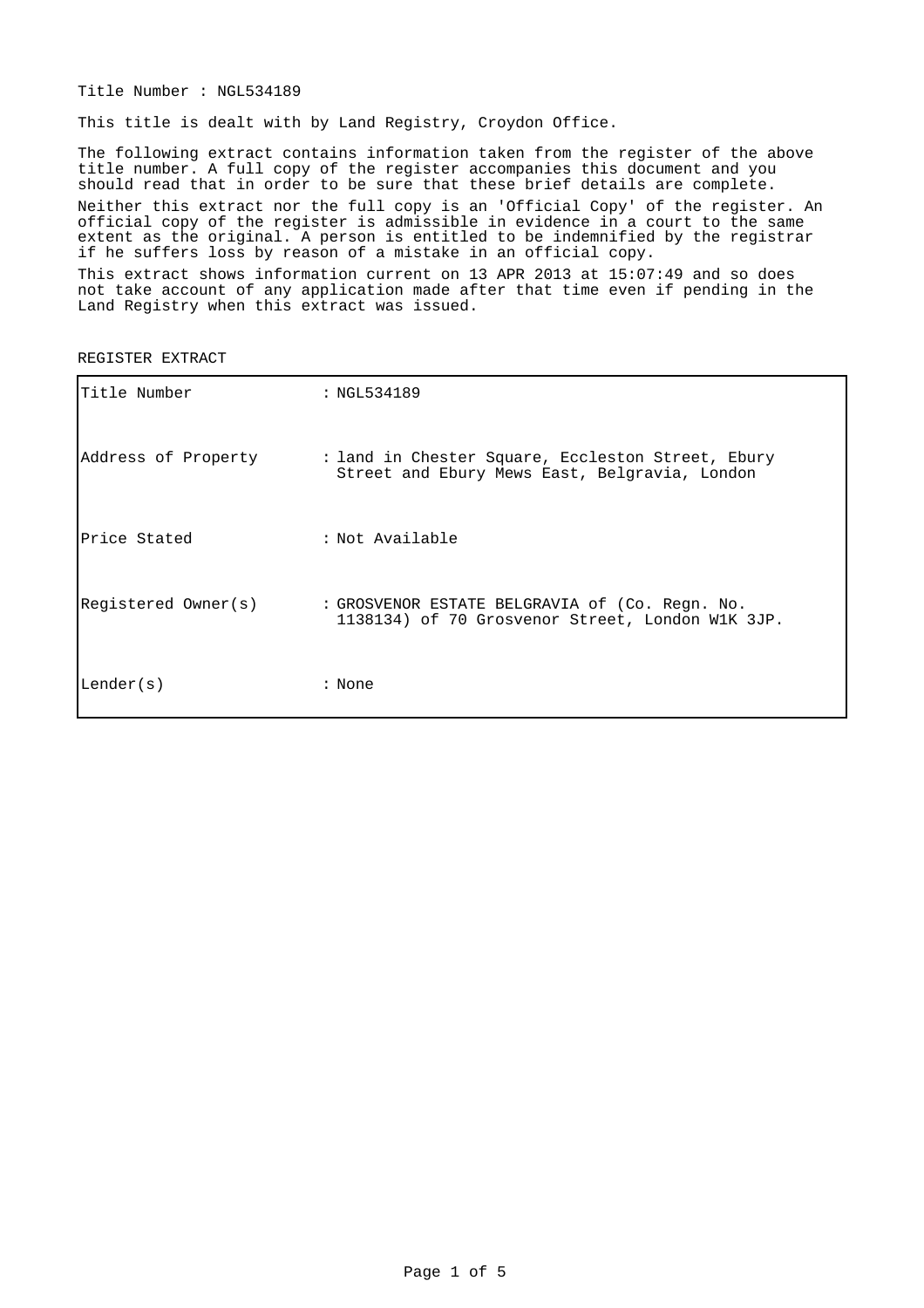Title Number : NGL534189

This title is dealt with by Land Registry, Croydon Office.

The following extract contains information taken from the register of the above title number. A full copy of the register accompanies this document and you should read that in order to be sure that these brief details are complete.

Neither this extract nor the full copy is an 'Official Copy' of the register. An official copy of the register is admissible in evidence in a court to the same extent as the original. A person is entitled to be indemnified by the registrar if he suffers loss by reason of a mistake in an official copy.

This extract shows information current on 13 APR 2013 at 15:07:49 and so does not take account of any application made after that time even if pending in the Land Registry when this extract was issued.

REGISTER EXTRACT

| | |
|---|---|
| Title Number | : NGL534189 |
| Address of Property | : land in Chester Square, Eccleston Street, Ebury Street and Ebury Mews East, Belgravia, London |
| Price Stated | : Not Available |
| Registered Owner(s) | : GROSVENOR ESTATE BELGRAVIA of (Co. Regn. No. 1138134) of 70 Grosvenor Street, London W1K 3JP. |
| Lender(s) | : None |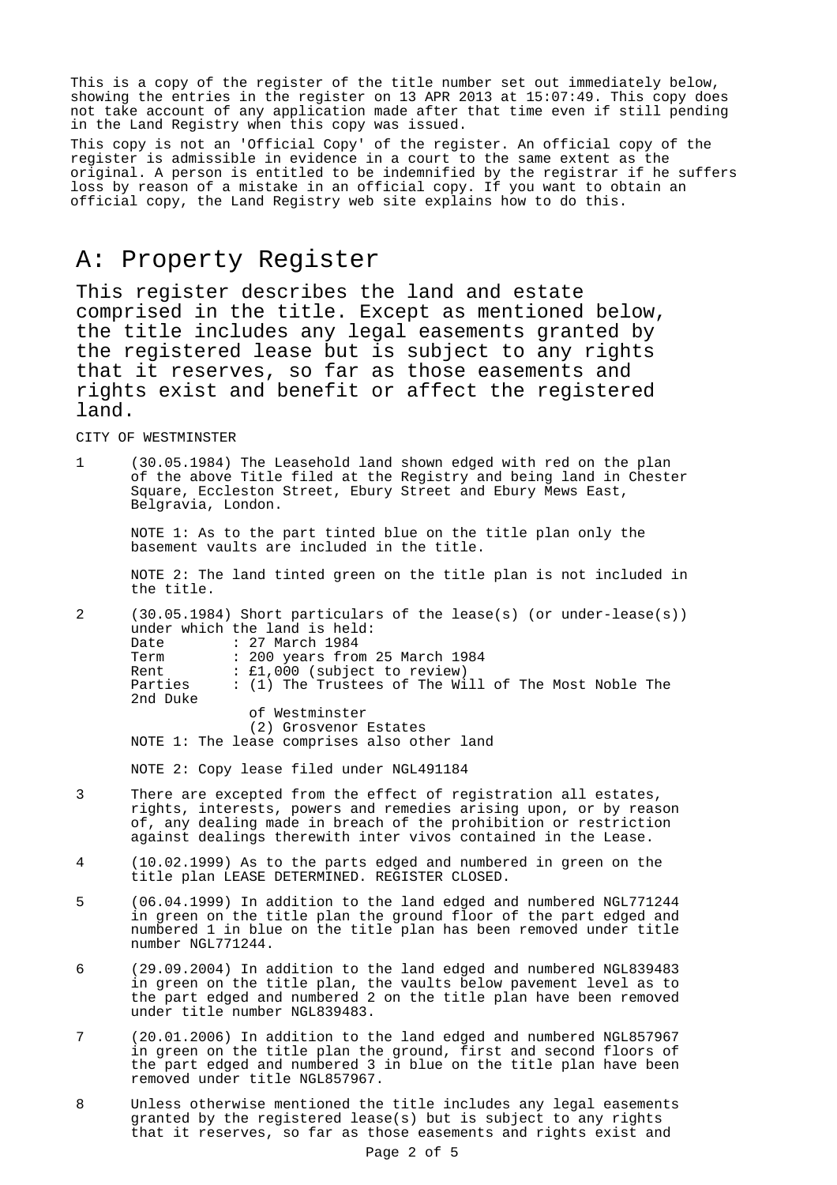This is a copy of the register of the title number set out immediately below, showing the entries in the register on 13 APR 2013 at 15:07:49. This copy does not take account of any application made after that time even if still pending in the Land Registry when this copy was issued.

This copy is not an 'Official Copy' of the register. An official copy of the register is admissible in evidence in a court to the same extent as the original. A person is entitled to be indemnified by the registrar if he suffers loss by reason of a mistake in an official copy. If you want to obtain an official copy, the Land Registry web site explains how to do this.

# A: Property Register

## This register describes the land and estate comprised in the title. Except as mentioned below, the title includes any legal easements granted by the registered lease but is subject to any rights that it reserves, so far as those easements and rights exist and benefit or affect the registered land.

CITY OF WESTMINSTER

1 (30.05.1984) The Leasehold land shown edged with red on the plan of the above Title filed at the Registry and being land in Chester Square, Eccleston Street, Ebury Street and Ebury Mews East, Belgravia, London.

NOTE 1: As to the part tinted blue on the title plan only the basement vaults are included in the title.

NOTE 2: The land tinted green on the title plan is not included in the title.

2 (30.05.1984) Short particulars of the lease(s) (or under-lease(s)) under which the land is held:

Date : 27 March 1984
Term : 200 years from 25 March 1984
Rent : £1,000 (subject to review)
Parties : (1) The Trustees of The Will of The Most Noble The 2nd Duke of Westminster
(2) Grosvenor Estates

NOTE 1: The lease comprises also other land

NOTE 2: Copy lease filed under NGL491184

3 There are excepted from the effect of registration all estates, rights, interests, powers and remedies arising upon, or by reason of, any dealing made in breach of the prohibition or restriction against dealings therewith inter vivos contained in the Lease.

4 (10.02.1999) As to the parts edged and numbered in green on the title plan LEASE DETERMINED. REGISTER CLOSED.

5 (06.04.1999) In addition to the land edged and numbered NGL771244 in green on the title plan the ground floor of the part edged and numbered 1 in blue on the title plan has been removed under title number NGL771244.

6 (29.09.2004) In addition to the land edged and numbered NGL839483 in green on the title plan, the vaults below pavement level as to the part edged and numbered 2 on the title plan have been removed under title number NGL839483.

7 (20.01.2006) In addition to the land edged and numbered NGL857967 in green on the title plan the ground, first and second floors of the part edged and numbered 3 in blue on the title plan have been removed under title NGL857967.

8 Unless otherwise mentioned the title includes any legal easements granted by the registered lease(s) but is subject to any rights that it reserves, so far as those easements and rights exist and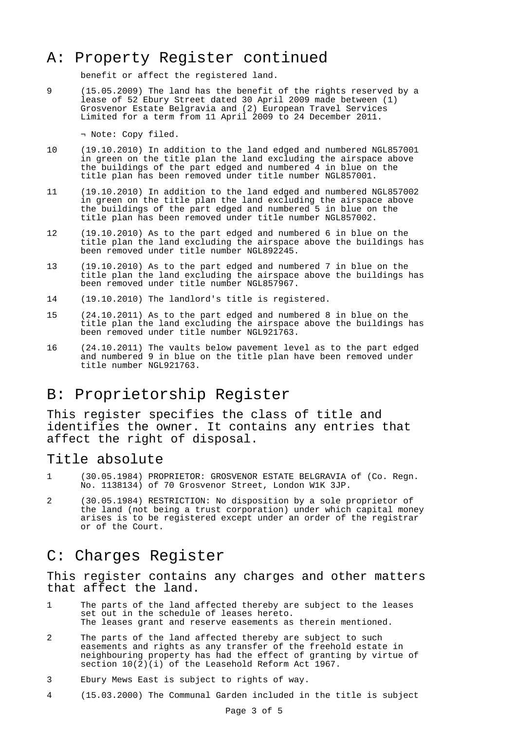## A: Property Register continued

benefit or affect the registered land.

9 (15.05.2009) The land has the benefit of the rights reserved by a lease of 52 Ebury Street dated 30 April 2009 made between (1) Grosvenor Estate Belgravia and (2) European Travel Services Limited for a term from 11 April 2009 to 24 December 2011.

¬ Note: Copy filed.

10 (19.10.2010) In addition to the land edged and numbered NGL857001 in green on the title plan the land excluding the airspace above the buildings of the part edged and numbered 4 in blue on the title plan has been removed under title number NGL857001.

11 (19.10.2010) In addition to the land edged and numbered NGL857002 in green on the title plan the land excluding the airspace above the buildings of the part edged and numbered 5 in blue on the title plan has been removed under title number NGL857002.

12 (19.10.2010) As to the part edged and numbered 6 in blue on the title plan the land excluding the airspace above the buildings has been removed under title number NGL892245.

13 (19.10.2010) As to the part edged and numbered 7 in blue on the title plan the land excluding the airspace above the buildings has been removed under title number NGL857967.

14 (19.10.2010) The landlord's title is registered.

15 (24.10.2011) As to the part edged and numbered 8 in blue on the title plan the land excluding the airspace above the buildings has been removed under title number NGL921763.

16 (24.10.2011) The vaults below pavement level as to the part edged and numbered 9 in blue on the title plan have been removed under title number NGL921763.

## B: Proprietorship Register

This register specifies the class of title and identifies the owner. It contains any entries that affect the right of disposal.

### Title absolute

1 (30.05.1984) PROPRIETOR: GROSVENOR ESTATE BELGRAVIA of (Co. Regn. No. 1138134) of 70 Grosvenor Street, London W1K 3JP.

2 (30.05.1984) RESTRICTION: No disposition by a sole proprietor of the land (not being a trust corporation) under which capital money arises is to be registered except under an order of the registrar or of the Court.

## C: Charges Register

This register contains any charges and other matters that affect the land.

1 The parts of the land affected thereby are subject to the leases set out in the schedule of leases hereto.
The leases grant and reserve easements as therein mentioned.

2 The parts of the land affected thereby are subject to such easements and rights as any transfer of the freehold estate in neighbouring property has had the effect of granting by virtue of section 10(2)(i) of the Leasehold Reform Act 1967.

3 Ebury Mews East is subject to rights of way.

4 (15.03.2000) The Communal Garden included in the title is subject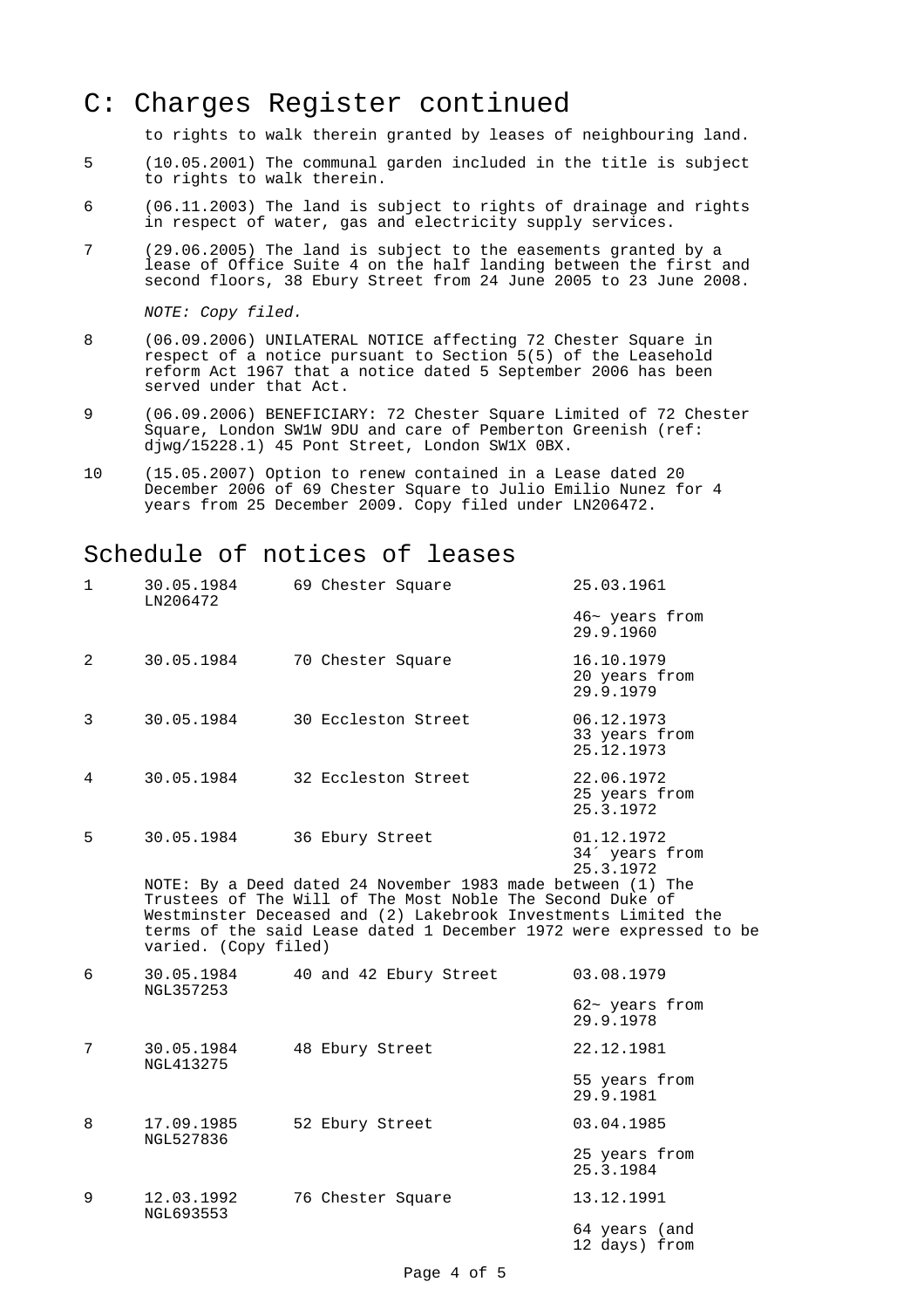# C: Charges Register continued

to rights to walk therein granted by leases of neighbouring land.

5 (10.05.2001) The communal garden included in the title is subject to rights to walk therein.

6 (06.11.2003) The land is subject to rights of drainage and rights in respect of water, gas and electricity supply services.

7 (29.06.2005) The land is subject to the easements granted by a lease of Office Suite 4 on the half landing between the first and second floors, 38 Ebury Street from 24 June 2005 to 23 June 2008.

*NOTE: Copy filed.*

8 (06.09.2006) UNILATERAL NOTICE affecting 72 Chester Square in respect of a notice pursuant to Section 5(5) of the Leasehold reform Act 1967 that a notice dated 5 September 2006 has been served under that Act.

9 (06.09.2006) BENEFICIARY: 72 Chester Square Limited of 72 Chester Square, London SW1W 9DU and care of Pemberton Greenish (ref: djwg/15228.1) 45 Pont Street, London SW1X 0BX.

10 (15.05.2007) Option to renew contained in a Lease dated 20 December 2006 of 69 Chester Square to Julio Emilio Nunez for 4 years from 25 December 2009. Copy filed under LN206472.

## Schedule of notices of leases

| | | | |
|---|---|---|---|
| 1 | 30.05.1984 LN206472 | 69 Chester Square | 25.03.1961 46~ years from 29.9.1960 |
| 2 | 30.05.1984 | 70 Chester Square | 16.10.1979 20 years from 29.9.1979 |
| 3 | 30.05.1984 | 30 Eccleston Street | 06.12.1973 33 years from 25.12.1973 |
| 4 | 30.05.1984 | 32 Eccleston Street | 22.06.1972 25 years from 25.3.1972 |
| 5 | 30.05.1984 | 36 Ebury Street | 01.12.1972 34´ years from 25.3.1972 |

NOTE: By a Deed dated 24 November 1983 made between (1) The Trustees of The Will of The Most Noble The Second Duke of Westminster Deceased and (2) Lakebrook Investments Limited the terms of the said Lease dated 1 December 1972 were expressed to be varied. (Copy filed)

| | | | |
|---|---|---|---|
| 6 | 30.05.1984 NGL357253 | 40 and 42 Ebury Street | 03.08.1979 62~ years from 29.9.1978 |
| 7 | 30.05.1984 NGL413275 | 48 Ebury Street | 22.12.1981 55 years from 29.9.1981 |
| 8 | 17.09.1985 NGL527836 | 52 Ebury Street | 03.04.1985 25 years from 25.3.1984 |
| 9 | 12.03.1992 NGL693553 | 76 Chester Square | 13.12.1991 64 years (and 12 days) from |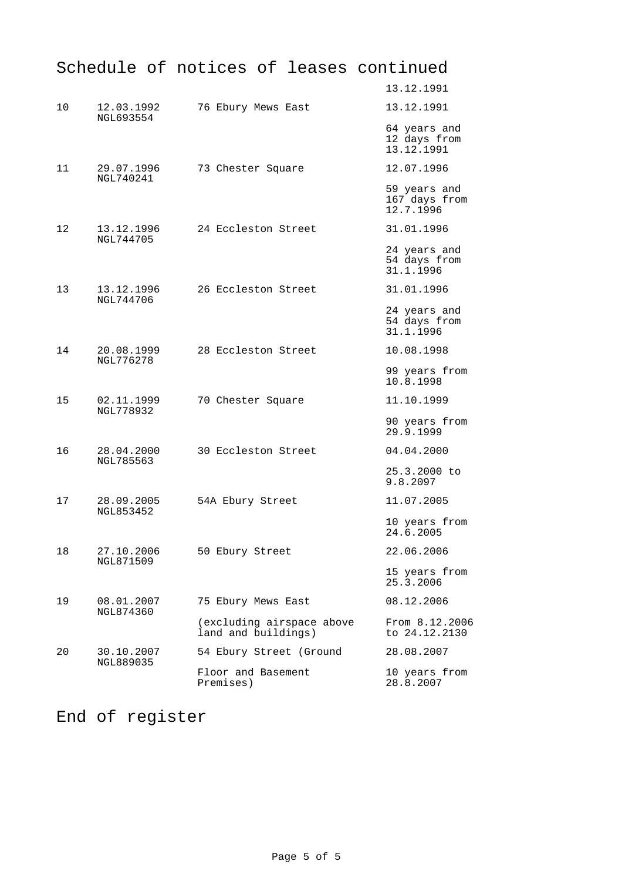## Schedule of notices of leases continued

| | | | |
|---|---|---|---|
| | | | 13.12.1991 |
| 10 | 12.03.1992 NGL693554 | 76 Ebury Mews East | 13.12.1991<br>64 years and 12 days from 13.12.1991 |
| 11 | 29.07.1996 NGL740241 | 73 Chester Square | 12.07.1996<br>59 years and 167 days from 12.7.1996 |
| 12 | 13.12.1996 NGL744705 | 24 Eccleston Street | 31.01.1996<br>24 years and 54 days from 31.1.1996 |
| 13 | 13.12.1996 NGL744706 | 26 Eccleston Street | 31.01.1996<br>24 years and 54 days from 31.1.1996 |
| 14 | 20.08.1999 NGL776278 | 28 Eccleston Street | 10.08.1998<br>99 years from 10.8.1998 |
| 15 | 02.11.1999 NGL778932 | 70 Chester Square | 11.10.1999<br>90 years from 29.9.1999 |
| 16 | 28.04.2000 NGL785563 | 30 Eccleston Street | 04.04.2000<br>25.3.2000 to 9.8.2097 |
| 17 | 28.09.2005 NGL853452 | 54A Ebury Street | 11.07.2005<br>10 years from 24.6.2005 |
| 18 | 27.10.2006 NGL871509 | 50 Ebury Street | 22.06.2006<br>15 years from 25.3.2006 |
| 19 | 08.01.2007 NGL874360 | 75 Ebury Mews East<br>(excluding airspace above land and buildings) | 08.12.2006<br>From 8.12.2006 to 24.12.2130 |
| 20 | 30.10.2007 NGL889035 | 54 Ebury Street (Ground Floor and Basement Premises) | 28.08.2007<br>10 years from 28.8.2007 |

## End of register